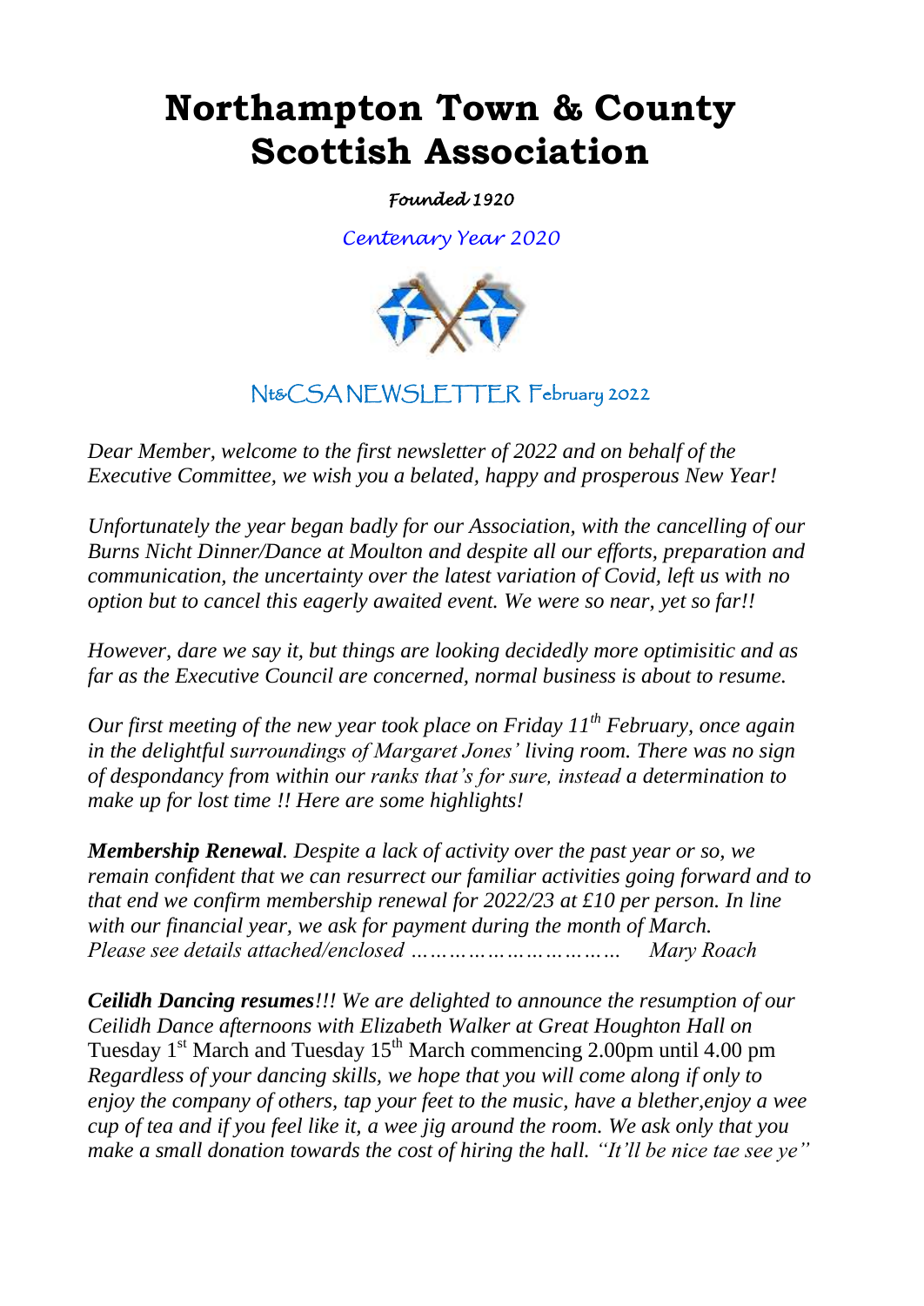# Northampton Town & County Scottish Association

*Founded 1920*

*Centenary Year 2020*

## Nt&CSA NEWSLETTER February 2022

*Dear Member, welcome to the first newsletter of 2022 and on behalf of the Executive Committee, we wish you a belated, happy and prosperous New Year!*

*Unfortunately the year began badly for our Association, with the cancelling of our Burns Nicht Dinner/Dance at Moulton and despite all our efforts, preparation and communication, the uncertainty over the latest variation of Covid, left us with no option but to cancel this eagerly awaited event. We were so near, yet so far!!*

*However, dare we say it, but things are looking decidedly more optimisitic and as far as the Executive Council are concerned, normal business is about to resume.*

*Our first meeting of the new year took place on Friday 11th February, once again in the delightful surroundings of Margaret Jones' living room. There was no sign of despondancy from within our ranks that's for sure, instead a determination to make up for lost time !! Here are some highlights!*

***Membership Renewal**. Despite a lack of activity over the past year or so, we remain confident that we can resurrect our familiar activities going forward and to that end we confirm membership renewal for 2022/23 at £10 per person. In line with our financial year, we ask for payment during the month of March. Please see details attached/enclosed …………………………… Mary Roach*

***Ceilidh Dancing resumes**!!! We are delighted to announce the resumption of our Ceilidh Dance afternoons with Elizabeth Walker at Great Houghton Hall on* Tuesday 1st March and Tuesday 15th March commencing 2.00pm until 4.00 pm *Regardless of your dancing skills, we hope that you will come along if only to enjoy the company of others, tap your feet to the music, have a blether,enjoy a wee cup of tea and if you feel like it, a wee jig around the room. We ask only that you make a small donation towards the cost of hiring the hall. "It'll be nice tae see ye"*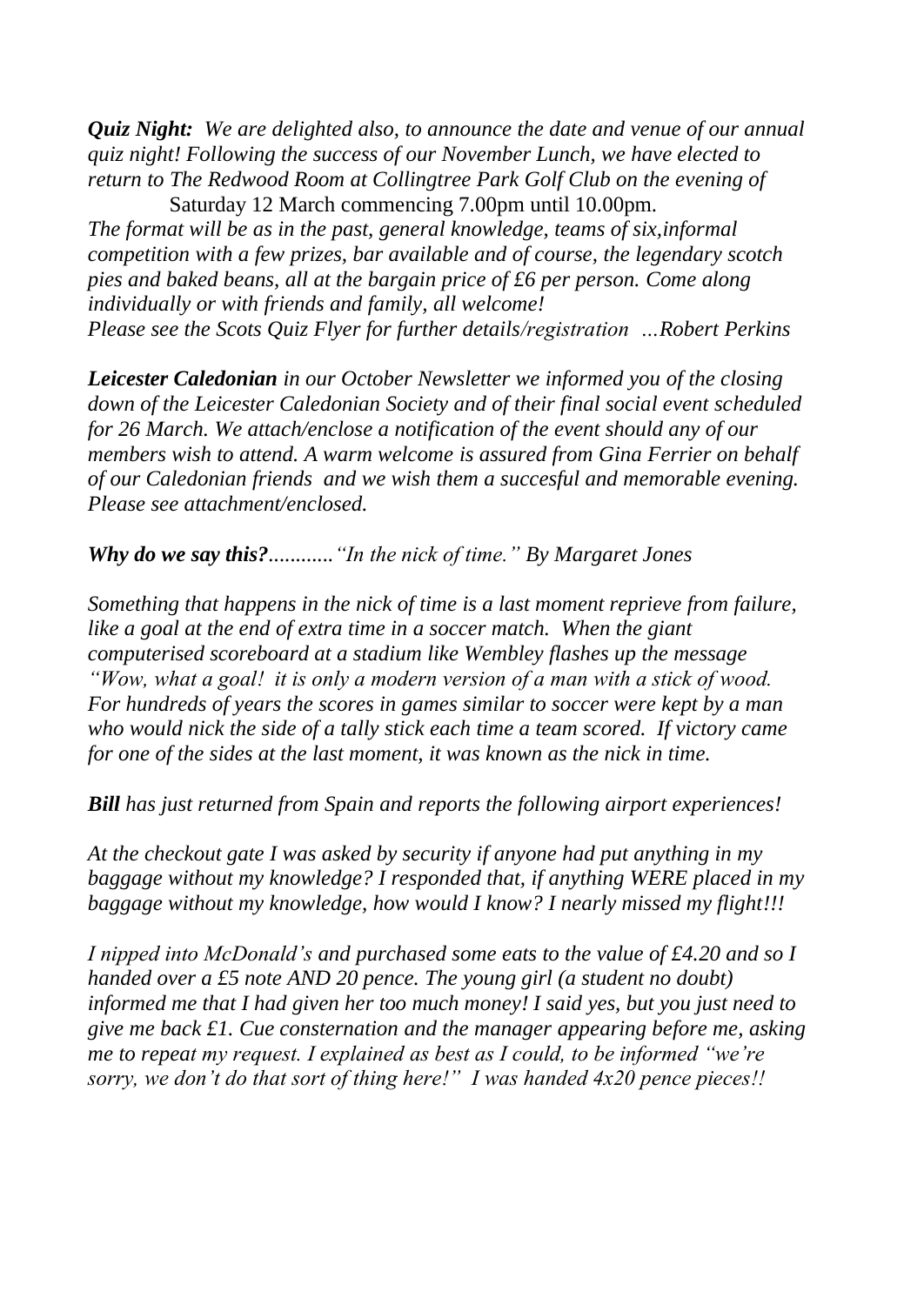***Quiz Night:*** *We are delighted also, to announce the date and venue of our annual quiz night! Following the success of our November Lunch, we have elected to return to The Redwood Room at Collingtree Park Golf Club on the evening of*

Saturday 12 March commencing 7.00pm until 10.00pm.

*The format will be as in the past, general knowledge, teams of six,informal competition with a few prizes, bar available and of course, the legendary scotch pies and baked beans, all at the bargain price of £6 per person. Come along individually or with friends and family, all welcome!*

*Please see the Scots Quiz Flyer for further details/registration …Robert Perkins*

***Leicester Caledonian*** *in our October Newsletter we informed you of the closing down of the Leicester Caledonian Society and of their final social event scheduled for 26 March. We attach/enclose a notification of the event should any of our members wish to attend. A warm welcome is assured from Gina Ferrier on behalf of our Caledonian friends and we wish them a succesful and memorable evening. Please see attachment/enclosed.*

***Why do we say this?****............"In the nick of time." By Margaret Jones*

*Something that happens in the nick of time is a last moment reprieve from failure, like a goal at the end of extra time in a soccer match. When the giant computerised scoreboard at a stadium like Wembley flashes up the message "Wow, what a goal! it is only a modern version of a man with a stick of wood. For hundreds of years the scores in games similar to soccer were kept by a man who would nick the side of a tally stick each time a team scored. If victory came for one of the sides at the last moment, it was known as the nick in time.*

***Bill*** *has just returned from Spain and reports the following airport experiences!*

*At the checkout gate I was asked by security if anyone had put anything in my baggage without my knowledge? I responded that, if anything WERE placed in my baggage without my knowledge, how would I know? I nearly missed my flight!!!*

*I nipped into McDonald's and purchased some eats to the value of £4.20 and so I handed over a £5 note AND 20 pence. The young girl (a student no doubt) informed me that I had given her too much money! I said yes, but you just need to give me back £1. Cue consternation and the manager appearing before me, asking me to repeat my request. I explained as best as I could, to be informed "we're sorry, we don't do that sort of thing here!" I was handed 4x20 pence pieces!!*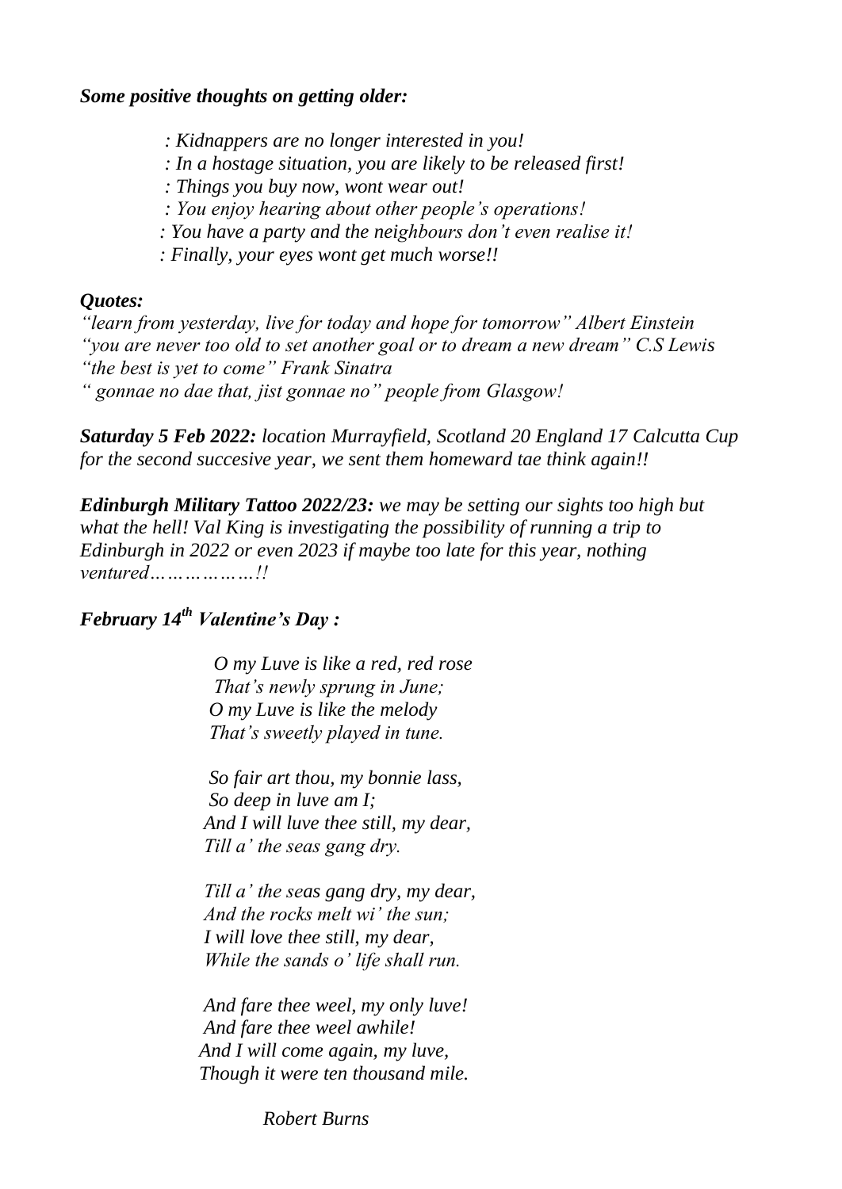***Some positive thoughts on getting older:***

*: Kidnappers are no longer interested in you!*
*: In a hostage situation, you are likely to be released first!*
*: Things you buy now, wont wear out!*
*: You enjoy hearing about other people's operations!*
*: You have a party and the neighbours don't even realise it!*
*: Finally, your eyes wont get much worse!!*

***Quotes:***

*"learn from yesterday, live for today and hope for tomorrow" Albert Einstein*
*"you are never too old to set another goal or to dream a new dream" C.S Lewis*
*"the best is yet to come" Frank Sinatra*
*" gonnae no dae that, jist gonnae no" people from Glasgow!*

***Saturday 5 Feb 2022:*** *location Murrayfield, Scotland 20 England 17 Calcutta Cup for the second succesive year, we sent them homeward tae think again!!*

***Edinburgh Military Tattoo 2022/23:*** *we may be setting our sights too high but what the hell! Val King is investigating the possibility of running a trip to Edinburgh in 2022 or even 2023 if maybe too late for this year, nothing ventured………………!!*

***February 14th Valentine's Day :***

*O my Luve is like a red, red rose*
*That's newly sprung in June;*
*O my Luve is like the melody*
*That's sweetly played in tune.*

*So fair art thou, my bonnie lass,*
*So deep in luve am I;*
*And I will luve thee still, my dear,*
*Till a' the seas gang dry.*

*Till a' the seas gang dry, my dear,*
*And the rocks melt wi' the sun;*
*I will love thee still, my dear,*
*While the sands o' life shall run.*

*And fare thee weel, my only luve!*
*And fare thee weel awhile!*
*And I will come again, my luve,*
*Though it were ten thousand mile.*

*Robert Burns*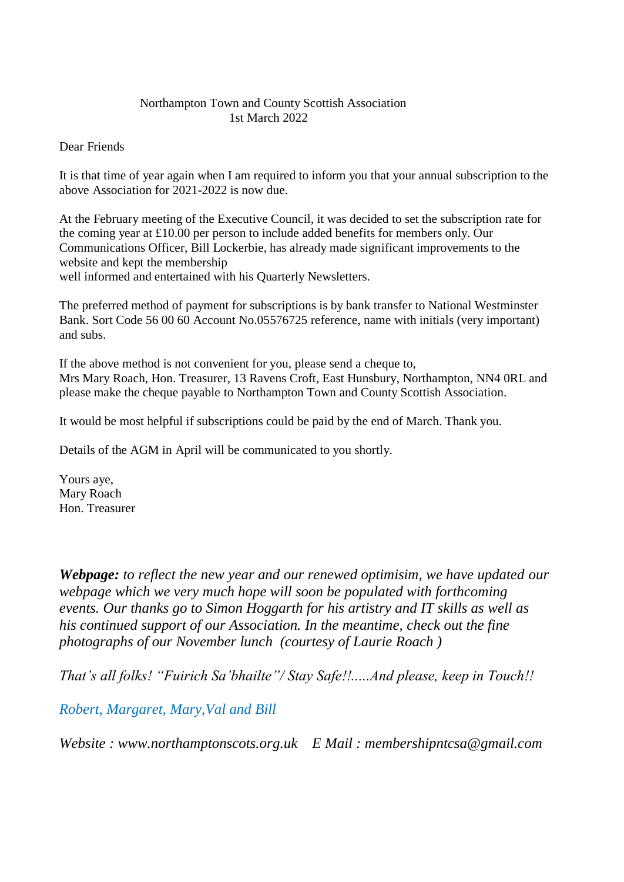Northampton Town and County Scottish Association
1st March 2022

Dear Friends

It is that time of year again when I am required to inform you that your annual subscription to the above Association for 2021-2022 is now due.

At the February meeting of the Executive Council, it was decided to set the subscription rate for the coming year at £10.00 per person to include added benefits for members only. Our Communications Officer, Bill Lockerbie, has already made significant improvements to the website and kept the membership
well informed and entertained with his Quarterly Newsletters.

The preferred method of payment for subscriptions is by bank transfer to National Westminster Bank. Sort Code 56 00 60 Account No.05576725 reference, name with initials (very important) and subs.

If the above method is not convenient for you, please send a cheque to,
Mrs Mary Roach, Hon. Treasurer, 13 Ravens Croft, East Hunsbury, Northampton, NN4 0RL and please make the cheque payable to Northampton Town and County Scottish Association.

It would be most helpful if subscriptions could be paid by the end of March. Thank you.

Details of the AGM in April will be communicated to you shortly.

Yours aye,
Mary Roach
Hon. Treasurer

***Webpage:*** *to reflect the new year and our renewed optimisim, we have updated our webpage which we very much hope will soon be populated with forthcoming events. Our thanks go to Simon Hoggarth for his artistry and IT skills as well as his continued support of our Association. In the meantime, check out the fine photographs of our November lunch (courtesy of Laurie Roach )*

*That's all folks! "Fuirich Sa'bhailte"/ Stay Safe!!.....And please, keep in Touch!!*

*Robert, Margaret, Mary,Val and Bill*

*Website : www.northamptonscots.org.uk E Mail : membershipntcsa@gmail.com*